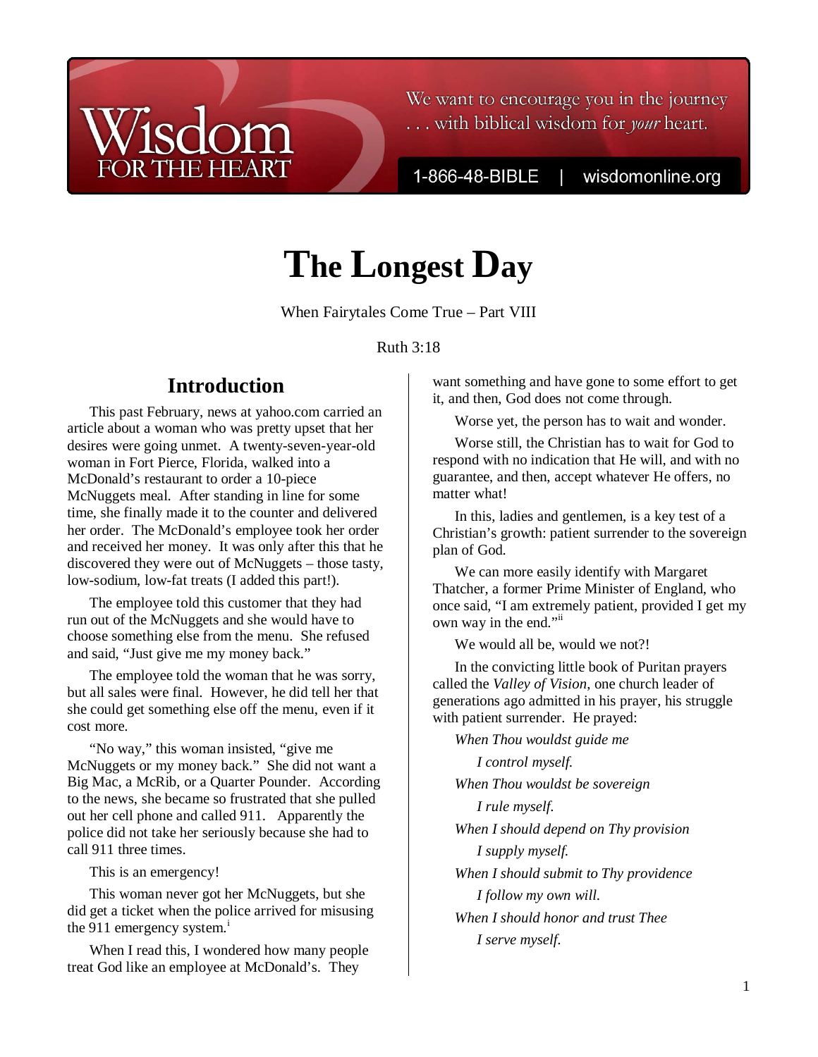# The Longest Day

When Fairytales Come True – Part VIII

Ruth 3:18

## Introduction

This past February, news at yahoo.com carried an article about a woman who was pretty upset that her desires were going unmet. A twenty-seven-year-old woman in Fort Pierce, Florida, walked into a McDonald's restaurant to order a 10-piece McNuggets meal. After standing in line for some time, she finally made it to the counter and delivered her order. The McDonald's employee took her order and received her money. It was only after this that he discovered they were out of McNuggets – those tasty, low-sodium, low-fat treats (I added this part!).

The employee told this customer that they had run out of the McNuggets and she would have to choose something else from the menu. She refused and said, "Just give me my money back."

The employee told the woman that he was sorry, but all sales were final. However, he did tell her that she could get something else off the menu, even if it cost more.

"No way," this woman insisted, "give me McNuggets or my money back." She did not want a Big Mac, a McRib, or a Quarter Pounder. According to the news, she became so frustrated that she pulled out her cell phone and called 911. Apparently the police did not take her seriously because she had to call 911 three times.

This is an emergency!

This woman never got her McNuggets, but she did get a ticket when the police arrived for misusing the 911 emergency system.[i]

When I read this, I wondered how many people treat God like an employee at McDonald's. They want something and have gone to some effort to get it, and then, God does not come through.

Worse yet, the person has to wait and wonder.

Worse still, the Christian has to wait for God to respond with no indication that He will, and with no guarantee, and then, accept whatever He offers, no matter what!

In this, ladies and gentlemen, is a key test of a Christian's growth: patient surrender to the sovereign plan of God.

We can more easily identify with Margaret Thatcher, a former Prime Minister of England, who once said, "I am extremely patient, provided I get my own way in the end."[ii]

We would all be, would we not?!

In the convicting little book of Puritan prayers called the *Valley of Vision*, one church leader of generations ago admitted in his prayer, his struggle with patient surrender. He prayed:

*When Thou wouldst guide me*

*I control myself.*

*When Thou wouldst be sovereign*

*I rule myself.*

*When I should depend on Thy provision*

*I supply myself.*

*When I should submit to Thy providence*

*I follow my own will.*

*When I should honor and trust Thee*

*I serve myself.*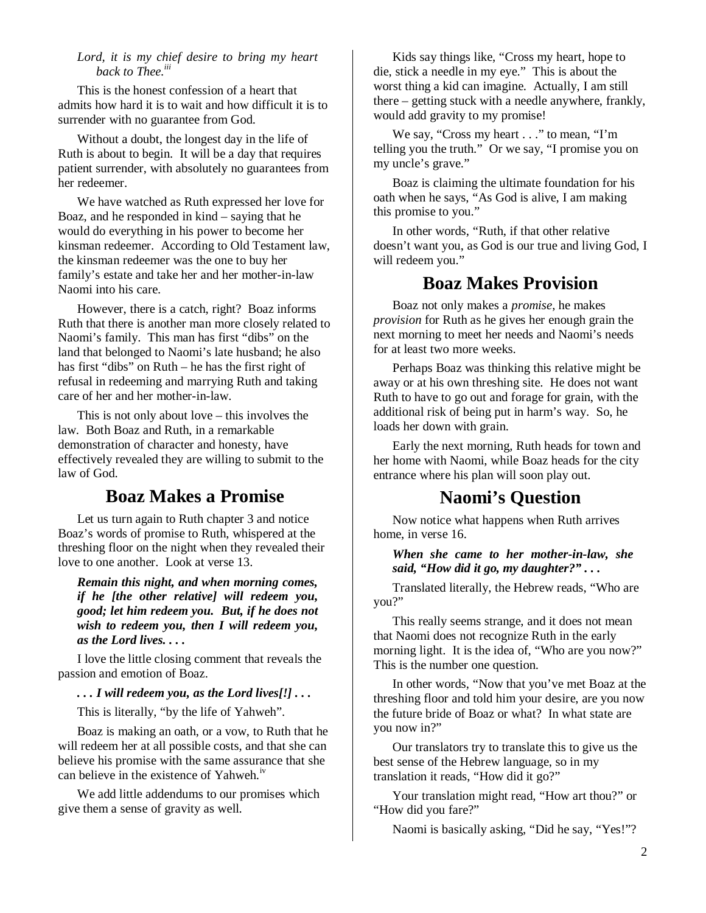*Lord, it is my chief desire to bring my heart back to Thee.*[iii]

This is the honest confession of a heart that admits how hard it is to wait and how difficult it is to surrender with no guarantee from God.

Without a doubt, the longest day in the life of Ruth is about to begin. It will be a day that requires patient surrender, with absolutely no guarantees from her redeemer.

We have watched as Ruth expressed her love for Boaz, and he responded in kind – saying that he would do everything in his power to become her kinsman redeemer. According to Old Testament law, the kinsman redeemer was the one to buy her family's estate and take her and her mother-in-law Naomi into his care.

However, there is a catch, right? Boaz informs Ruth that there is another man more closely related to Naomi's family. This man has first "dibs" on the land that belonged to Naomi's late husband; he also has first "dibs" on Ruth – he has the first right of refusal in redeeming and marrying Ruth and taking care of her and her mother-in-law.

This is not only about love – this involves the law. Both Boaz and Ruth, in a remarkable demonstration of character and honesty, have effectively revealed they are willing to submit to the law of God.

## Boaz Makes a Promise

Let us turn again to Ruth chapter 3 and notice Boaz's words of promise to Ruth, whispered at the threshing floor on the night when they revealed their love to one another. Look at verse 13.

> ***Remain this night, and when morning comes, if he [the other relative] will redeem you, good; let him redeem you. But, if he does not wish to redeem you, then I will redeem you, as the Lord lives. . . .***

I love the little closing comment that reveals the passion and emotion of Boaz.

> ***. . . I will redeem you, as the Lord lives[!] . . .***

This is literally, "by the life of Yahweh".

Boaz is making an oath, or a vow, to Ruth that he will redeem her at all possible costs, and that she can believe his promise with the same assurance that she can believe in the existence of Yahweh.[iv]

We add little addendums to our promises which give them a sense of gravity as well.

Kids say things like, "Cross my heart, hope to die, stick a needle in my eye." This is about the worst thing a kid can imagine. Actually, I am still there – getting stuck with a needle anywhere, frankly, would add gravity to my promise!

We say, "Cross my heart . . ." to mean, "I'm telling you the truth." Or we say, "I promise you on my uncle's grave."

Boaz is claiming the ultimate foundation for his oath when he says, "As God is alive, I am making this promise to you."

In other words, "Ruth, if that other relative doesn't want you, as God is our true and living God, I will redeem you."

## Boaz Makes Provision

Boaz not only makes a *promise*, he makes *provision* for Ruth as he gives her enough grain the next morning to meet her needs and Naomi's needs for at least two more weeks.

Perhaps Boaz was thinking this relative might be away or at his own threshing site. He does not want Ruth to have to go out and forage for grain, with the additional risk of being put in harm's way. So, he loads her down with grain.

Early the next morning, Ruth heads for town and her home with Naomi, while Boaz heads for the city entrance where his plan will soon play out.

## Naomi's Question

Now notice what happens when Ruth arrives home, in verse 16.

> ***When she came to her mother-in-law, she said, "How did it go, my daughter?" . . .***

Translated literally, the Hebrew reads, "Who are you?"

This really seems strange, and it does not mean that Naomi does not recognize Ruth in the early morning light. It is the idea of, "Who are you now?" This is the number one question.

In other words, "Now that you've met Boaz at the threshing floor and told him your desire, are you now the future bride of Boaz or what? In what state are you now in?"

Our translators try to translate this to give us the best sense of the Hebrew language, so in my translation it reads, "How did it go?"

Your translation might read, "How art thou?" or "How did you fare?"

Naomi is basically asking, "Did he say, "Yes!"?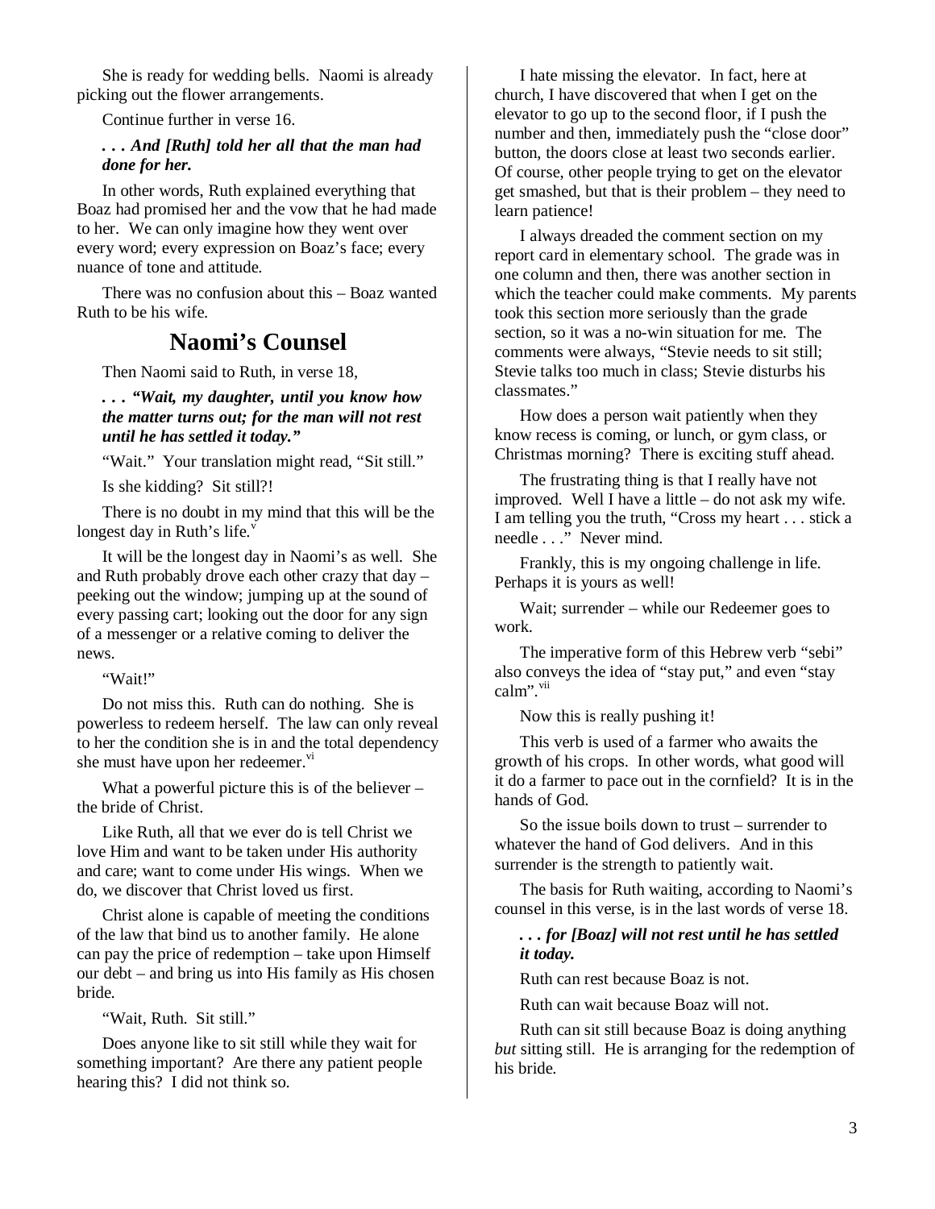She is ready for wedding bells. Naomi is already picking out the flower arrangements.

Continue further in verse 16.

***. . . And [Ruth] told her all that the man had done for her.***

In other words, Ruth explained everything that Boaz had promised her and the vow that he had made to her. We can only imagine how they went over every word; every expression on Boaz's face; every nuance of tone and attitude.

There was no confusion about this – Boaz wanted Ruth to be his wife.

## Naomi's Counsel

Then Naomi said to Ruth, in verse 18,

***. . . "Wait, my daughter, until you know how the matter turns out; for the man will not rest until he has settled it today."***

"Wait." Your translation might read, "Sit still."

Is she kidding? Sit still?!

There is no doubt in my mind that this will be the longest day in Ruth's life.[v]

It will be the longest day in Naomi's as well. She and Ruth probably drove each other crazy that day – peeking out the window; jumping up at the sound of every passing cart; looking out the door for any sign of a messenger or a relative coming to deliver the news.

"Wait!"

Do not miss this. Ruth can do nothing. She is powerless to redeem herself. The law can only reveal to her the condition she is in and the total dependency she must have upon her redeemer.[vi]

What a powerful picture this is of the believer – the bride of Christ.

Like Ruth, all that we ever do is tell Christ we love Him and want to be taken under His authority and care; want to come under His wings. When we do, we discover that Christ loved us first.

Christ alone is capable of meeting the conditions of the law that bind us to another family. He alone can pay the price of redemption – take upon Himself our debt – and bring us into His family as His chosen bride.

"Wait, Ruth. Sit still."

Does anyone like to sit still while they wait for something important? Are there any patient people hearing this? I did not think so.

I hate missing the elevator. In fact, here at church, I have discovered that when I get on the elevator to go up to the second floor, if I push the number and then, immediately push the "close door" button, the doors close at least two seconds earlier. Of course, other people trying to get on the elevator get smashed, but that is their problem – they need to learn patience!

I always dreaded the comment section on my report card in elementary school. The grade was in one column and then, there was another section in which the teacher could make comments. My parents took this section more seriously than the grade section, so it was a no-win situation for me. The comments were always, "Stevie needs to sit still; Stevie talks too much in class; Stevie disturbs his classmates."

How does a person wait patiently when they know recess is coming, or lunch, or gym class, or Christmas morning? There is exciting stuff ahead.

The frustrating thing is that I really have not improved. Well I have a little – do not ask my wife. I am telling you the truth, "Cross my heart . . . stick a needle . . ." Never mind.

Frankly, this is my ongoing challenge in life. Perhaps it is yours as well!

Wait; surrender – while our Redeemer goes to work.

The imperative form of this Hebrew verb "sebi" also conveys the idea of "stay put," and even "stay calm".[vii]

Now this is really pushing it!

This verb is used of a farmer who awaits the growth of his crops. In other words, what good will it do a farmer to pace out in the cornfield? It is in the hands of God.

So the issue boils down to trust – surrender to whatever the hand of God delivers. And in this surrender is the strength to patiently wait.

The basis for Ruth waiting, according to Naomi's counsel in this verse, is in the last words of verse 18.

***. . . for [Boaz] will not rest until he has settled it today.***

Ruth can rest because Boaz is not.

Ruth can wait because Boaz will not.

Ruth can sit still because Boaz is doing anything *but* sitting still. He is arranging for the redemption of his bride.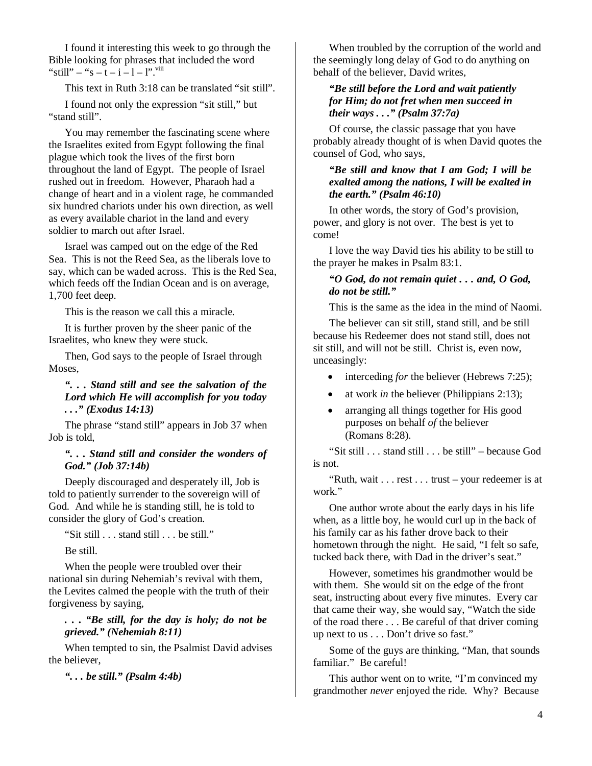I found it interesting this week to go through the Bible looking for phrases that included the word "still" – "s – t – i – l – l".[viii]

This text in Ruth 3:18 can be translated "sit still".

I found not only the expression "sit still," but "stand still".

You may remember the fascinating scene where the Israelites exited from Egypt following the final plague which took the lives of the first born throughout the land of Egypt. The people of Israel rushed out in freedom. However, Pharaoh had a change of heart and in a violent rage, he commanded six hundred chariots under his own direction, as well as every available chariot in the land and every soldier to march out after Israel.

Israel was camped out on the edge of the Red Sea. This is not the Reed Sea, as the liberals love to say, which can be waded across. This is the Red Sea, which feeds off the Indian Ocean and is on average, 1,700 feet deep.

This is the reason we call this a miracle.

It is further proven by the sheer panic of the Israelites, who knew they were stuck.

Then, God says to the people of Israel through Moses,

> ***". . . Stand still and see the salvation of the Lord which He will accomplish for you today . . ." (Exodus 14:13)***

The phrase "stand still" appears in Job 37 when Job is told,

> ***". . . Stand still and consider the wonders of God." (Job 37:14b)***

Deeply discouraged and desperately ill, Job is told to patiently surrender to the sovereign will of God. And while he is standing still, he is told to consider the glory of God's creation.

"Sit still . . . stand still . . . be still."

Be still.

When the people were troubled over their national sin during Nehemiah's revival with them, the Levites calmed the people with the truth of their forgiveness by saying,

> ***. . . "Be still, for the day is holy; do not be grieved." (Nehemiah 8:11)***

When tempted to sin, the Psalmist David advises the believer,

> ***". . . be still." (Psalm 4:4b)***

When troubled by the corruption of the world and the seemingly long delay of God to do anything on behalf of the believer, David writes,

> ***"Be still before the Lord and wait patiently for Him; do not fret when men succeed in their ways . . ." (Psalm 37:7a)***

Of course, the classic passage that you have probably already thought of is when David quotes the counsel of God, who says,

> ***"Be still and know that I am God; I will be exalted among the nations, I will be exalted in the earth." (Psalm 46:10)***

In other words, the story of God's provision, power, and glory is not over. The best is yet to come!

I love the way David ties his ability to be still to the prayer he makes in Psalm 83:1.

> ***"O God, do not remain quiet . . . and, O God, do not be still."***

This is the same as the idea in the mind of Naomi.

The believer can sit still, stand still, and be still because his Redeemer does not stand still, does not sit still, and will not be still. Christ is, even now, unceasingly:

- interceding *for* the believer (Hebrews 7:25);
- at work *in* the believer (Philippians 2:13);
- arranging all things together for His good purposes on behalf *of* the believer (Romans 8:28).

"Sit still . . . stand still . . . be still" – because God is not.

"Ruth, wait . . . rest . . . trust – your redeemer is at work."

One author wrote about the early days in his life when, as a little boy, he would curl up in the back of his family car as his father drove back to their hometown through the night. He said, "I felt so safe, tucked back there, with Dad in the driver's seat."

However, sometimes his grandmother would be with them. She would sit on the edge of the front seat, instructing about every five minutes. Every car that came their way, she would say, "Watch the side of the road there . . . Be careful of that driver coming up next to us . . . Don't drive so fast."

Some of the guys are thinking, "Man, that sounds familiar." Be careful!

This author went on to write, "I'm convinced my grandmother *never* enjoyed the ride. Why? Because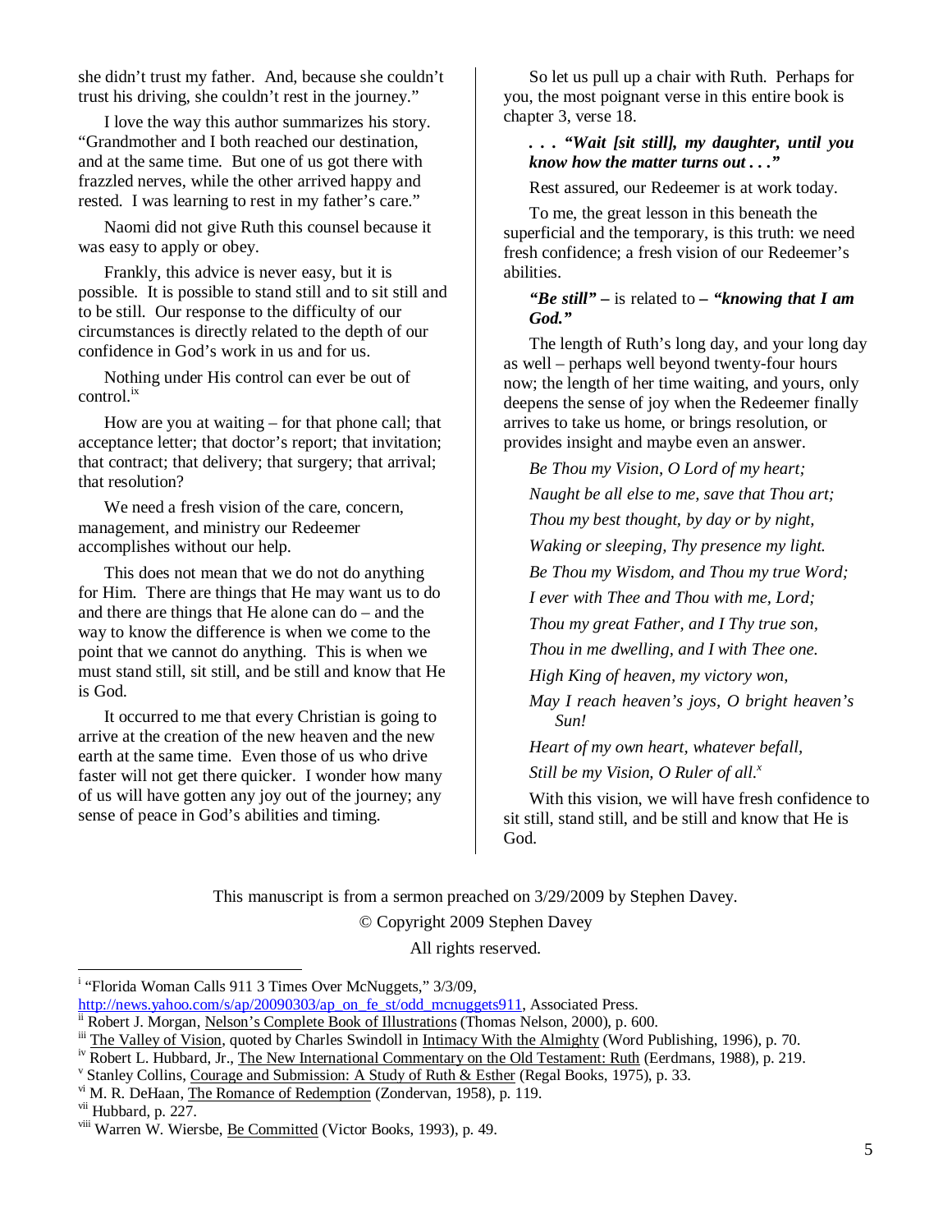she didn't trust my father. And, because she couldn't trust his driving, she couldn't rest in the journey."

I love the way this author summarizes his story. "Grandmother and I both reached our destination, and at the same time. But one of us got there with frazzled nerves, while the other arrived happy and rested. I was learning to rest in my father's care."

Naomi did not give Ruth this counsel because it was easy to apply or obey.

Frankly, this advice is never easy, but it is possible. It is possible to stand still and to sit still and to be still. Our response to the difficulty of our circumstances is directly related to the depth of our confidence in God's work in us and for us.

Nothing under His control can ever be out of control.[ix]

How are you at waiting – for that phone call; that acceptance letter; that doctor's report; that invitation; that contract; that delivery; that surgery; that arrival; that resolution?

We need a fresh vision of the care, concern, management, and ministry our Redeemer accomplishes without our help.

This does not mean that we do not do anything for Him. There are things that He may want us to do and there are things that He alone can do – and the way to know the difference is when we come to the point that we cannot do anything. This is when we must stand still, sit still, and be still and know that He is God.

It occurred to me that every Christian is going to arrive at the creation of the new heaven and the new earth at the same time. Even those of us who drive faster will not get there quicker. I wonder how many of us will have gotten any joy out of the journey; any sense of peace in God's abilities and timing.

So let us pull up a chair with Ruth. Perhaps for you, the most poignant verse in this entire book is chapter 3, verse 18.

***. . . "Wait [sit still], my daughter, until you know how the matter turns out . . ."***

Rest assured, our Redeemer is at work today.

To me, the great lesson in this beneath the superficial and the temporary, is this truth: we need fresh confidence; a fresh vision of our Redeemer's abilities.

***"Be still" –*** is related to ***– "knowing that I am God."***

The length of Ruth's long day, and your long day as well – perhaps well beyond twenty-four hours now; the length of her time waiting, and yours, only deepens the sense of joy when the Redeemer finally arrives to take us home, or brings resolution, or provides insight and maybe even an answer.

*Be Thou my Vision, O Lord of my heart;*

*Naught be all else to me, save that Thou art;*

*Thou my best thought, by day or by night,*

*Waking or sleeping, Thy presence my light.*

*Be Thou my Wisdom, and Thou my true Word;*

*I ever with Thee and Thou with me, Lord;*

*Thou my great Father, and I Thy true son,*

*Thou in me dwelling, and I with Thee one.*

*High King of heaven, my victory won,*

*May I reach heaven's joys, O bright heaven's Sun!*

*Heart of my own heart, whatever befall,*

*Still be my Vision, O Ruler of all.*[x]

With this vision, we will have fresh confidence to sit still, stand still, and be still and know that He is God.

This manuscript is from a sermon preached on 3/29/2009 by Stephen Davey.

© Copyright 2009 Stephen Davey

All rights reserved.

---

[i] "Florida Woman Calls 911 3 Times Over McNuggets," 3/3/09, http://news.yahoo.com/s/ap/20090303/ap_on_fe_st/odd_mcnuggets911, Associated Press.

[ii] Robert J. Morgan, Nelson's Complete Book of Illustrations (Thomas Nelson, 2000), p. 600.

[iii] The Valley of Vision, quoted by Charles Swindoll in Intimacy With the Almighty (Word Publishing, 1996), p. 70.

[iv] Robert L. Hubbard, Jr., The New International Commentary on the Old Testament: Ruth (Eerdmans, 1988), p. 219.

[v] Stanley Collins, Courage and Submission: A Study of Ruth & Esther (Regal Books, 1975), p. 33.

[vi] M. R. DeHaan, The Romance of Redemption (Zondervan, 1958), p. 119.

[vii] Hubbard, p. 227.

[viii] Warren W. Wiersbe, Be Committed (Victor Books, 1993), p. 49.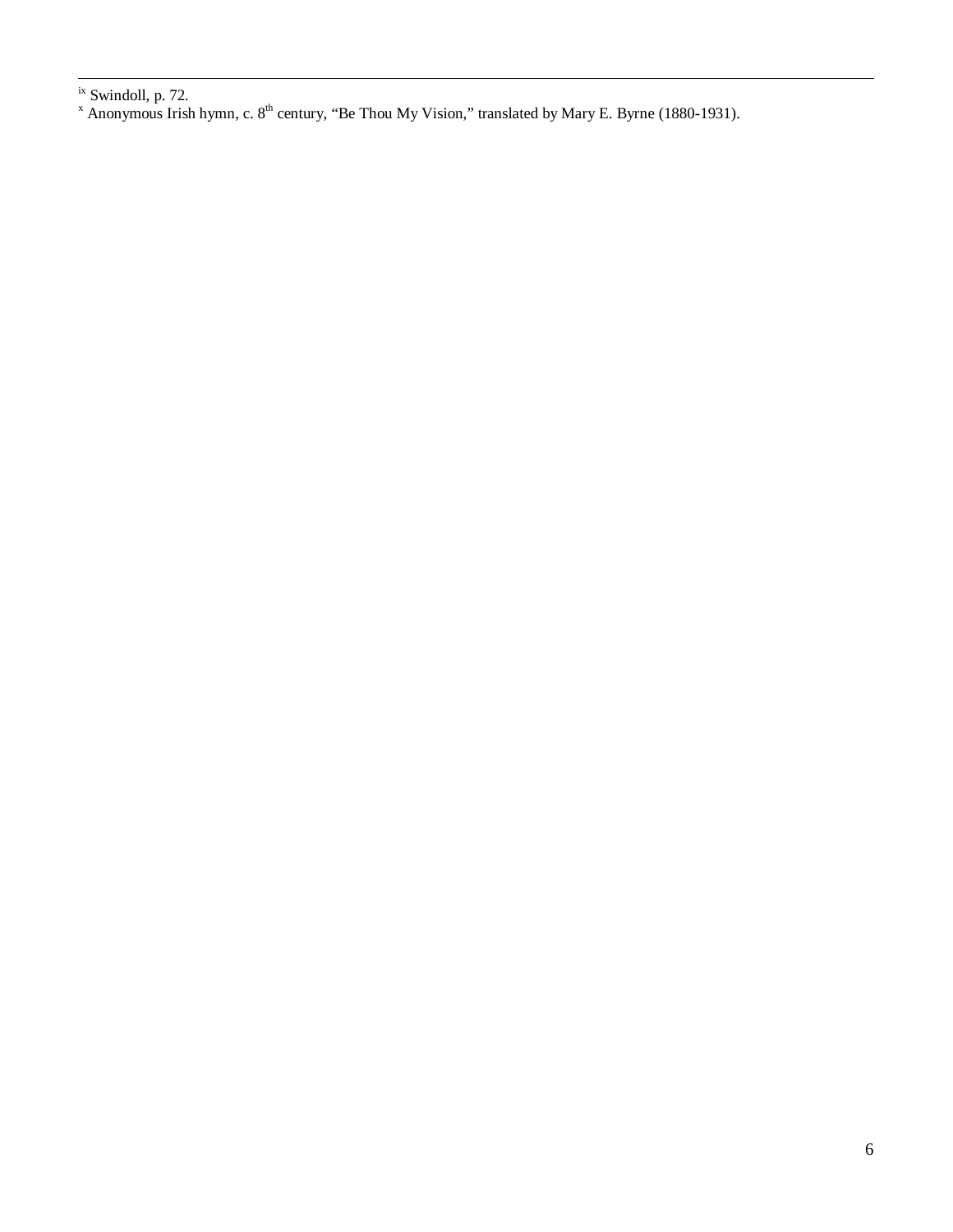---

[ix] Swindoll, p. 72.

[x] Anonymous Irish hymn, c. 8th century, "Be Thou My Vision," translated by Mary E. Byrne (1880-1931).